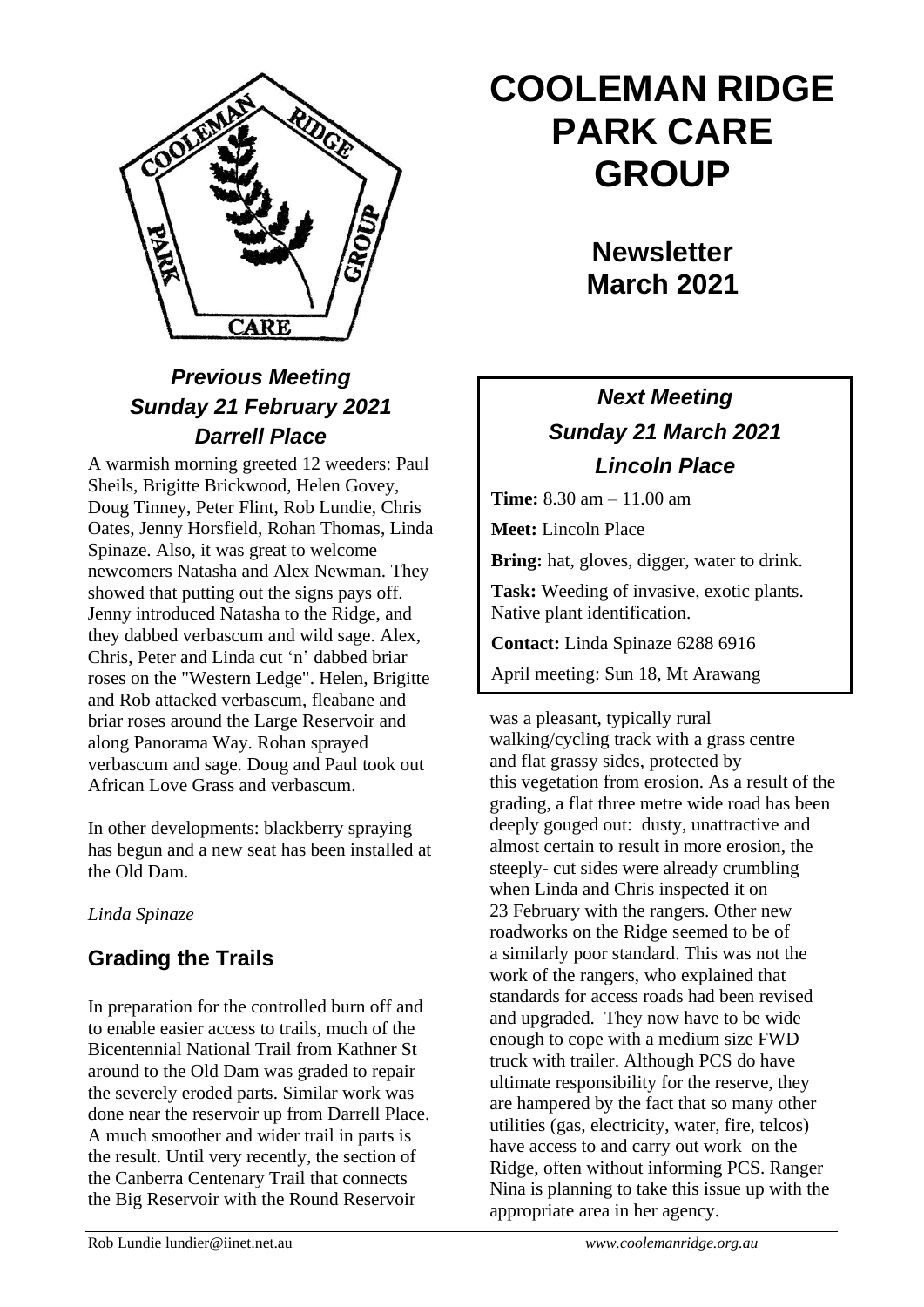# COOLEMAN RIDGE PARK CARE GROUP

## Newsletter March 2021

### *Previous Meeting Sunday 21 February 2021 Darrell Place*

A warmish morning greeted 12 weeders: Paul Sheils, Brigitte Brickwood, Helen Govey, Doug Tinney, Peter Flint, Rob Lundie, Chris Oates, Jenny Horsfield, Rohan Thomas, Linda Spinaze. Also, it was great to welcome newcomers Natasha and Alex Newman. They showed that putting out the signs pays off. Jenny introduced Natasha to the Ridge, and they dabbed verbascum and wild sage. Alex, Chris, Peter and Linda cut 'n' dabbed briar roses on the "Western Ledge". Helen, Brigitte and Rob attacked verbascum, fleabane and briar roses around the Large Reservoir and along Panorama Way. Rohan sprayed verbascum and sage. Doug and Paul took out African Love Grass and verbascum.

In other developments: blackberry spraying has begun and a new seat has been installed at the Old Dam.

*Linda Spinaze*

### *Next Meeting Sunday 21 March 2021 Lincoln Place*

**Time:** 8.30 am – 11.00 am

**Meet:** Lincoln Place

**Bring:** hat, gloves, digger, water to drink.

**Task:** Weeding of invasive, exotic plants. Native plant identification.

**Contact:** Linda Spinaze 6288 6916

April meeting: Sun 18, Mt Arawang

### Grading the Trails

In preparation for the controlled burn off and to enable easier access to trails, much of the Bicentennial National Trail from Kathner St around to the Old Dam was graded to repair the severely eroded parts. Similar work was done near the reservoir up from Darrell Place. A much smoother and wider trail in parts is the result. Until very recently, the section of the Canberra Centenary Trail that connects the Big Reservoir with the Round Reservoir was a pleasant, typically rural walking/cycling track with a grass centre and flat grassy sides, protected by this vegetation from erosion. As a result of the grading, a flat three metre wide road has been deeply gouged out: dusty, unattractive and almost certain to result in more erosion, the steeply- cut sides were already crumbling when Linda and Chris inspected it on 23 February with the rangers. Other new roadworks on the Ridge seemed to be of a similarly poor standard. This was not the work of the rangers, who explained that standards for access roads had been revised and upgraded. They now have to be wide enough to cope with a medium size FWD truck with trailer. Although PCS do have ultimate responsibility for the reserve, they are hampered by the fact that so many other utilities (gas, electricity, water, fire, telcos) have access to and carry out work on the Ridge, often without informing PCS. Ranger Nina is planning to take this issue up with the appropriate area in her agency.

Rob Lundie lundier@iinet.net.au *www.coolemanridge.org.au*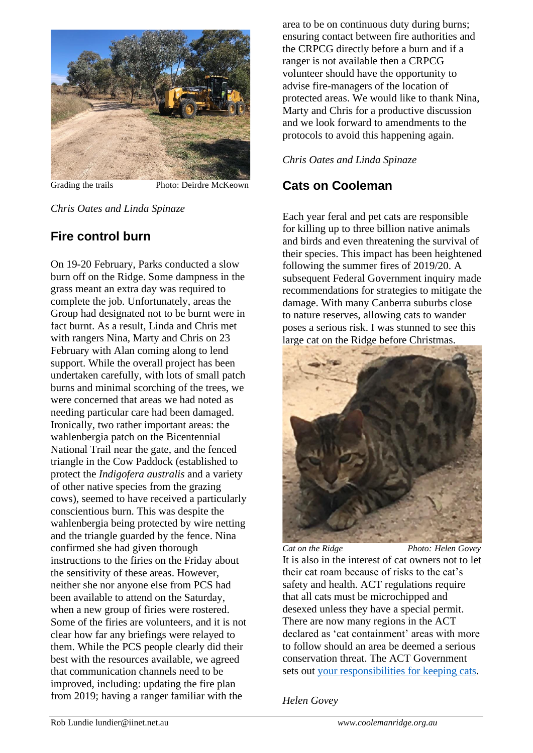Grading the trails Photo: Deirdre McKeown

*Chris Oates and Linda Spinaze*

## Fire control burn

On 19-20 February, Parks conducted a slow burn off on the Ridge. Some dampness in the grass meant an extra day was required to complete the job. Unfortunately, areas the Group had designated not to be burnt were in fact burnt. As a result, Linda and Chris met with rangers Nina, Marty and Chris on 23 February with Alan coming along to lend support. While the overall project has been undertaken carefully, with lots of small patch burns and minimal scorching of the trees, we were concerned that areas we had noted as needing particular care had been damaged. Ironically, two rather important areas: the wahlenbergia patch on the Bicentennial National Trail near the gate, and the fenced triangle in the Cow Paddock (established to protect the *Indigofera australis* and a variety of other native species from the grazing cows), seemed to have received a particularly conscientious burn. This was despite the wahlenbergia being protected by wire netting and the triangle guarded by the fence. Nina confirmed she had given thorough instructions to the firies on the Friday about the sensitivity of these areas. However, neither she nor anyone else from PCS had been available to attend on the Saturday, when a new group of firies were rostered. Some of the firies are volunteers, and it is not clear how far any briefings were relayed to them. While the PCS people clearly did their best with the resources available, we agreed that communication channels need to be improved, including: updating the fire plan from 2019; having a ranger familiar with the area to be on continuous duty during burns; ensuring contact between fire authorities and the CRPCG directly before a burn and if a ranger is not available then a CRPCG volunteer should have the opportunity to advise fire-managers of the location of protected areas. We would like to thank Nina, Marty and Chris for a productive discussion and we look forward to amendments to the protocols to avoid this happening again.

*Chris Oates and Linda Spinaze*

## Cats on Cooleman

Each year feral and pet cats are responsible for killing up to three billion native animals and birds and even threatening the survival of their species. This impact has been heightened following the summer fires of 2019/20. A subsequent Federal Government inquiry made recommendations for strategies to mitigate the damage. With many Canberra suburbs close to nature reserves, allowing cats to wander poses a serious risk. I was stunned to see this large cat on the Ridge before Christmas.

*Cat on the Ridge* *Photo: Helen Govey*

It is also in the interest of cat owners not to let their cat roam because of risks to the cat's safety and health. ACT regulations require that all cats must be microchipped and desexed unless they have a special permit. There are now many regions in the ACT declared as 'cat containment' areas with more to follow should an area be deemed a serious conservation threat. The ACT Government sets out your responsibilities for keeping cats.

*Helen Govey*